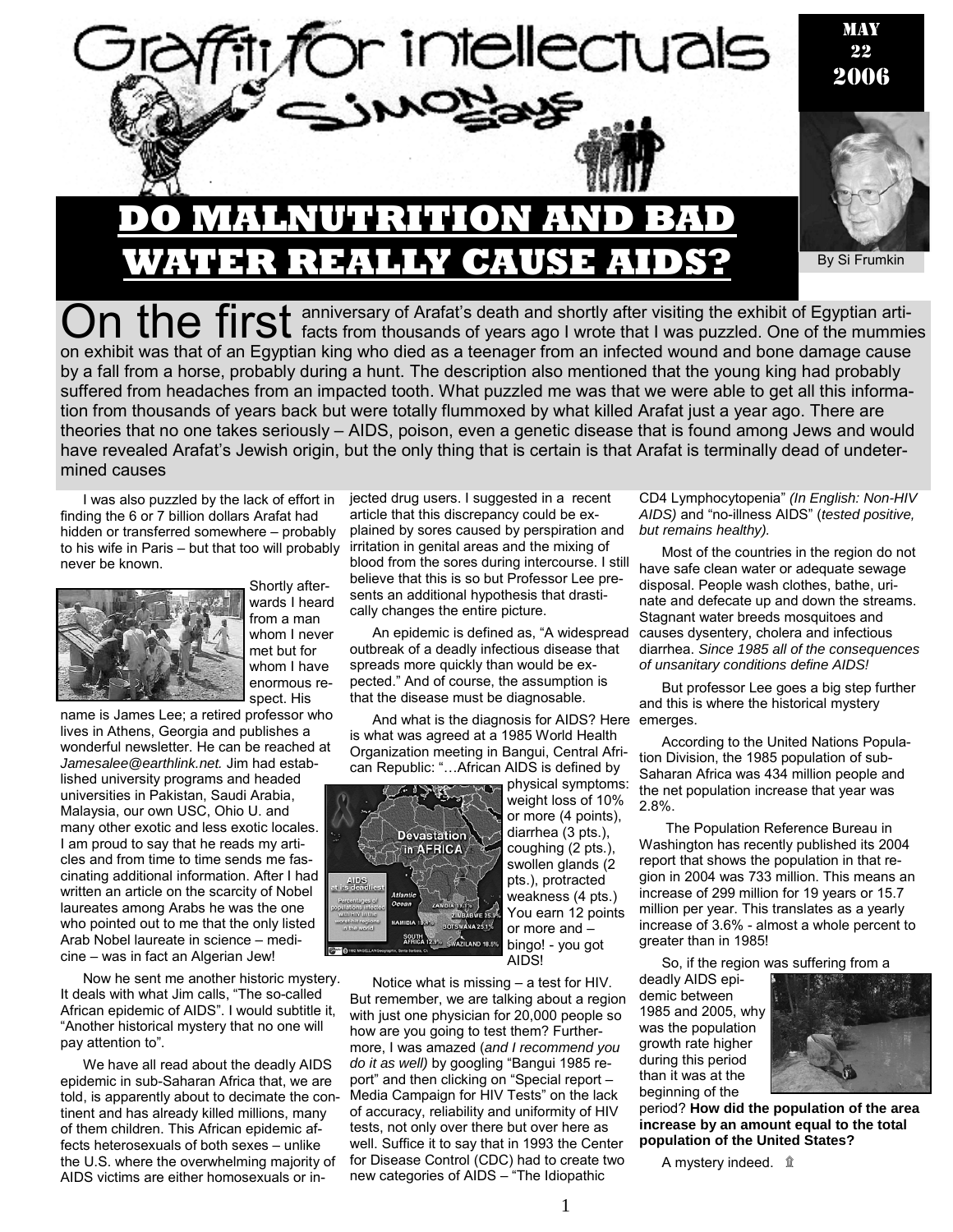# Graffiti for intellectuals — Simon Says

MAY 22 2006

# DO MALNUTRITION AND BAD WATER REALLY CAUSE AIDS?

By Si Frumkin

On the first anniversary of Arafat's death and shortly after visiting the exhibit of Egyptian artifacts from thousands of years ago I wrote that I was puzzled. One of the mummies on exhibit was that of an Egyptian king who died as a teenager from an infected wound and bone damage cause by a fall from a horse, probably during a hunt. The description also mentioned that the young king had probably suffered from headaches from an impacted tooth. What puzzled me was that we were able to get all this information from thousands of years back but were totally flummoxed by what killed Arafat just a year ago. There are theories that no one takes seriously – AIDS, poison, even a genetic disease that is found among Jews and would have revealed Arafat's Jewish origin, but the only thing that is certain is that Arafat is terminally dead of undetermined causes

I was also puzzled by the lack of effort in finding the 6 or 7 billion dollars Arafat had hidden or transferred somewhere – probably to his wife in Paris – but that too will probably never be known.

Shortly afterwards I heard from a man whom I never met but for whom I have enormous respect. His name is James Lee; a retired professor who lives in Athens, Georgia and publishes a wonderful newsletter. He can be reached at *Jamesalee@earthlink.net.* Jim had established university programs and headed universities in Pakistan, Saudi Arabia, Malaysia, our own USC, Ohio U. and many other exotic and less exotic locales. I am proud to say that he reads my articles and from time to time sends me fascinating additional information. After I had written an article on the scarcity of Nobel laureates among Arabs he was the one who pointed out to me that the only listed Arab Nobel laureate in science – medicine – was in fact an Algerian Jew!

Now he sent me another historic mystery. It deals with what Jim calls, "The so-called African epidemic of AIDS". I would subtitle it, "Another historical mystery that no one will pay attention to".

We have all read about the deadly AIDS epidemic in sub-Saharan Africa that, we are told, is apparently about to decimate the continent and has already killed millions, many of them children. This African epidemic affects heterosexuals of both sexes – unlike the U.S. where the overwhelming majority of AIDS victims are either homosexuals or injected drug users. I suggested in a recent article that this discrepancy could be explained by sores caused by perspiration and irritation in genital areas and the mixing of blood from the sores during intercourse. I still believe that this is so but Professor Lee presents an additional hypothesis that drastically changes the entire picture.

An epidemic is defined as, "A widespread outbreak of a deadly infectious disease that spreads more quickly than would be expected." And of course, the assumption is that the disease must be diagnosable.

And what is the diagnosis for AIDS? Here is what was agreed at a 1985 World Health Organization meeting in Bangui, Central African Republic: "…African AIDS is defined by physical symptoms: weight loss of 10% or more (4 points), diarrhea (3 pts.), coughing (2 pts.), swollen glands (2 pts.), protracted weakness (4 pts.) You earn 12 points or more and – bingo! - you got AIDS!

Notice what is missing – a test for HIV. But remember, we are talking about a region with just one physician for 20,000 people so how are you going to test them? Furthermore, I was amazed (*and I recommend you do it as well)* by googling "Bangui 1985 report" and then clicking on "Special report – Media Campaign for HIV Tests" on the lack of accuracy, reliability and uniformity of HIV tests, not only over there but over here as well. Suffice it to say that in 1993 the Center for Disease Control (CDC) had to create two new categories of AIDS – "The Idiopathic CD4 Lymphocytopenia" *(In English: Non-HIV AIDS)* and "no-illness AIDS" (*tested positive, but remains healthy).*

Most of the countries in the region do not have safe clean water or adequate sewage disposal. People wash clothes, bathe, urinate and defecate up and down the streams. Stagnant water breeds mosquitoes and causes dysentery, cholera and infectious diarrhea. *Since 1985 all of the consequences of unsanitary conditions define AIDS!*

But professor Lee goes a big step further and this is where the historical mystery emerges.

According to the United Nations Population Division, the 1985 population of sub-Saharan Africa was 434 million people and the net population increase that year was 2.8%.

The Population Reference Bureau in Washington has recently published its 2004 report that shows the population in that region in 2004 was 733 million. This means an increase of 299 million for 19 years or 15.7 million per year. This translates as a yearly increase of 3.6% - almost a whole percent to greater than in 1985!

So, if the region was suffering from a deadly AIDS epidemic between 1985 and 2005, why was the population growth rate higher during this period than it was at the beginning of the period? **How did the population of the area increase by an amount equal to the total population of the United States?**

A mystery indeed.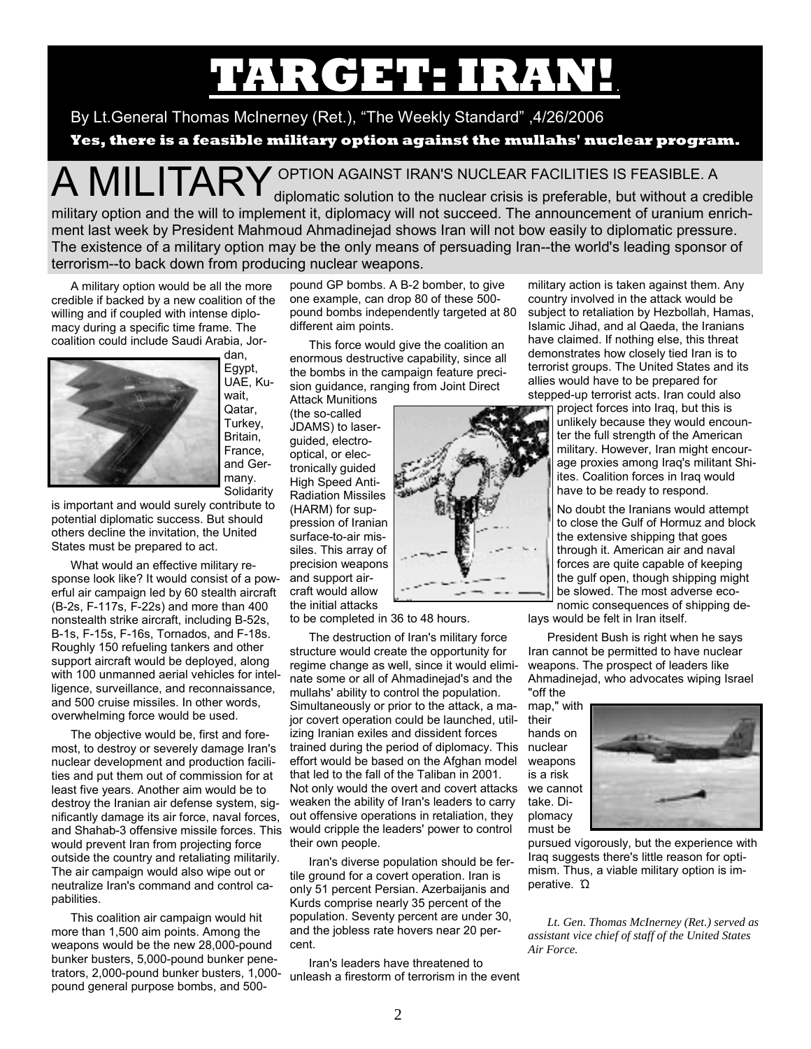# TARGET: IRAN!

By Lt.General Thomas McInerney (Ret.), "The Weekly Standard" ,4/26/2006

**Yes, there is a feasible military option against the mullahs' nuclear program.**

A MILITARY OPTION AGAINST IRAN'S NUCLEAR FACILITIES IS FEASIBLE. A diplomatic solution to the nuclear crisis is preferable, but without a credible military option and the will to implement it, diplomacy will not succeed. The announcement of uranium enrichment last week by President Mahmoud Ahmadinejad shows Iran will not bow easily to diplomatic pressure. The existence of a military option may be the only means of persuading Iran--the world's leading sponsor of terrorism--to back down from producing nuclear weapons.

A military option would be all the more credible if backed by a new coalition of the willing and if coupled with intense diplomacy during a specific time frame. The coalition could include Saudi Arabia, Jordan, Egypt, UAE, Kuwait, Qatar, Turkey, Britain, France, and Germany. Solidarity is important and would surely contribute to potential diplomatic success. But should others decline the invitation, the United States must be prepared to act.

What would an effective military response look like? It would consist of a powerful air campaign led by 60 stealth aircraft (B-2s, F-117s, F-22s) and more than 400 nonstealth strike aircraft, including B-52s, B-1s, F-15s, F-16s, Tornados, and F-18s. Roughly 150 refueling tankers and other support aircraft would be deployed, along with 100 unmanned aerial vehicles for intelligence, surveillance, and reconnaissance, and 500 cruise missiles. In other words, overwhelming force would be used.

The objective would be, first and foremost, to destroy or severely damage Iran's nuclear development and production facilities and put them out of commission for at least five years. Another aim would be to destroy the Iranian air defense system, significantly damage its air force, naval forces, and Shahab-3 offensive missile forces. This would prevent Iran from projecting force outside the country and retaliating militarily. The air campaign would also wipe out or neutralize Iran's command and control capabilities.

This coalition air campaign would hit more than 1,500 aim points. Among the weapons would be the new 28,000-pound bunker busters, 5,000-pound bunker penetrators, 2,000-pound bunker busters, 1,000-pound general purpose bombs, and 500-pound GP bombs. A B-2 bomber, to give one example, can drop 80 of these 500-pound bombs independently targeted at 80 different aim points.

This force would give the coalition an enormous destructive capability, since all the bombs in the campaign feature precision guidance, ranging from Joint Direct Attack Munitions (the so-called JDAMS) to laser-guided, electro-optical, or electronically guided High Speed Anti-Radiation Missiles (HARM) for suppression of Iranian surface-to-air missiles. This array of precision weapons and support aircraft would allow the initial attacks to be completed in 36 to 48 hours.

The destruction of Iran's military force structure would create the opportunity for regime change as well, since it would eliminate some or all of Ahmadinejad's and the mullahs' ability to control the population. Simultaneously or prior to the attack, a major covert operation could be launched, utilizing Iranian exiles and dissident forces trained during the period of diplomacy. This effort would be based on the Afghan model that led to the fall of the Taliban in 2001. Not only would the overt and covert attacks weaken the ability of Iran's leaders to carry out offensive operations in retaliation, they would cripple the leaders' power to control their own people.

Iran's diverse population should be fertile ground for a covert operation. Iran is only 51 percent Persian. Azerbaijanis and Kurds comprise nearly 35 percent of the population. Seventy percent are under 30, and the jobless rate hovers near 20 percent.

Iran's leaders have threatened to unleash a firestorm of terrorism in the event military action is taken against them. Any country involved in the attack would be subject to retaliation by Hezbollah, Hamas, Islamic Jihad, and al Qaeda, the Iranians have claimed. If nothing else, this threat demonstrates how closely tied Iran is to terrorist groups. The United States and its allies would have to be prepared for stepped-up terrorist acts. Iran could also project forces into Iraq, but this is unlikely because they would encounter the full strength of the American military. However, Iran might encourage proxies among Iraq's militant Shiites. Coalition forces in Iraq would have to be ready to respond.

No doubt the Iranians would attempt to close the Gulf of Hormuz and block the extensive shipping that goes through it. American air and naval forces are quite capable of keeping the gulf open, though shipping might be slowed. The most adverse economic consequences of shipping delays would be felt in Iran itself.

President Bush is right when he says Iran cannot be permitted to have nuclear weapons. The prospect of leaders like Ahmadinejad, who advocates wiping Israel "off the map," with their hands on nuclear weapons is a risk we cannot take. Diplomacy must be pursued vigorously, but the experience with Iraq suggests there's little reason for optimism. Thus, a viable military option is imperative. Ω

*Lt. Gen. Thomas McInerney (Ret.) served as assistant vice chief of staff of the United States Air Force.*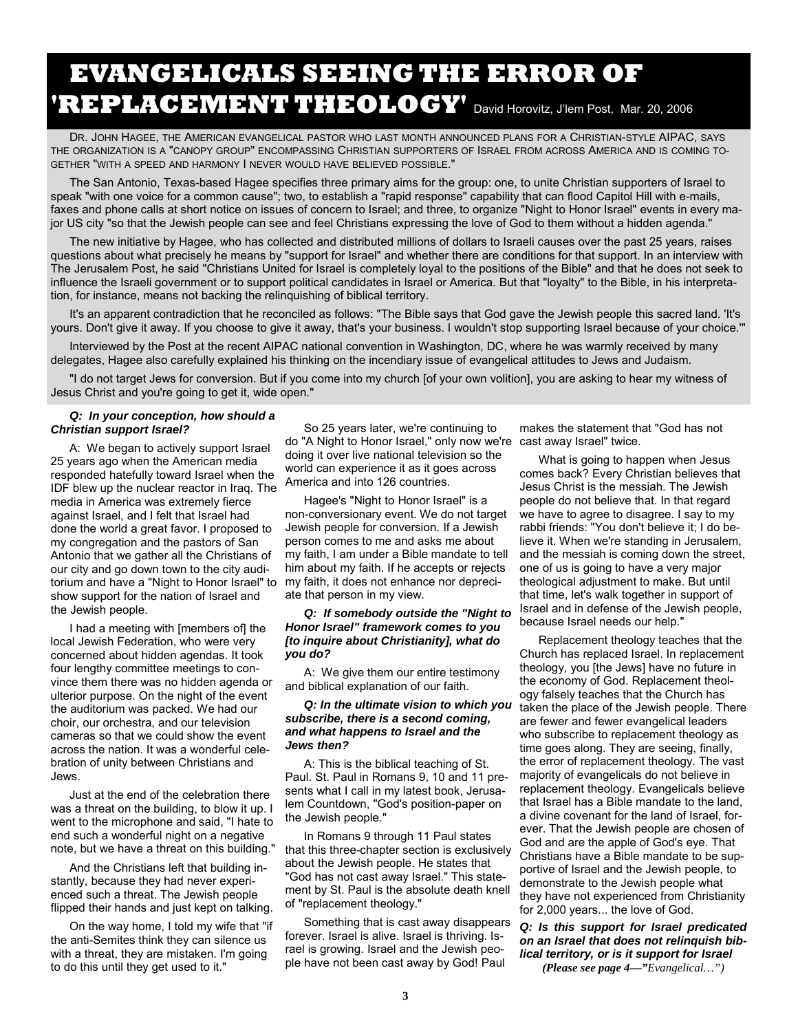# EVANGELICALS SEEING THE ERROR OF 'REPLACEMENT THEOLOGY'

David Horovitz, J'lem Post, Mar. 20, 2006

DR. JOHN HAGEE, THE AMERICAN EVANGELICAL PASTOR WHO LAST MONTH ANNOUNCED PLANS FOR A CHRISTIAN-STYLE AIPAC, SAYS THE ORGANIZATION IS A "CANOPY GROUP" ENCOMPASSING CHRISTIAN SUPPORTERS OF ISRAEL FROM ACROSS AMERICA AND IS COMING TOGETHER "WITH A SPEED AND HARMONY I NEVER WOULD HAVE BELIEVED POSSIBLE."

The San Antonio, Texas-based Hagee specifies three primary aims for the group: one, to unite Christian supporters of Israel to speak "with one voice for a common cause"; two, to establish a "rapid response" capability that can flood Capitol Hill with e-mails, faxes and phone calls at short notice on issues of concern to Israel; and three, to organize "Night to Honor Israel" events in every major US city "so that the Jewish people can see and feel Christians expressing the love of God to them without a hidden agenda."

The new initiative by Hagee, who has collected and distributed millions of dollars to Israeli causes over the past 25 years, raises questions about what precisely he means by "support for Israel" and whether there are conditions for that support. In an interview with The Jerusalem Post, he said "Christians United for Israel is completely loyal to the positions of the Bible" and that he does not seek to influence the Israeli government or to support political candidates in Israel or America. But that "loyalty" to the Bible, in his interpretation, for instance, means not backing the relinquishing of biblical territory.

It's an apparent contradiction that he reconciled as follows: "The Bible says that God gave the Jewish people this sacred land. 'It's yours. Don't give it away. If you choose to give it away, that's your business. I wouldn't stop supporting Israel because of your choice.'"

Interviewed by the Post at the recent AIPAC national convention in Washington, DC, where he was warmly received by many delegates, Hagee also carefully explained his thinking on the incendiary issue of evangelical attitudes to Jews and Judaism.

"I do not target Jews for conversion. But if you come into my church [of your own volition], you are asking to hear my witness of Jesus Christ and you're going to get it, wide open."

***Q: In your conception, how should a Christian support Israel?***

A: We began to actively support Israel 25 years ago when the American media responded hatefully toward Israel when the IDF blew up the nuclear reactor in Iraq. The media in America was extremely fierce against Israel, and I felt that Israel had done the world a great favor. I proposed to my congregation and the pastors of San Antonio that we gather all the Christians of our city and go down town to the city auditorium and have a "Night to Honor Israel" to show support for the nation of Israel and the Jewish people.

I had a meeting with [members of] the local Jewish Federation, who were very concerned about hidden agendas. It took four lengthy committee meetings to convince them there was no hidden agenda or ulterior purpose. On the night of the event the auditorium was packed. We had our choir, our orchestra, and our television cameras so that we could show the event across the nation. It was a wonderful celebration of unity between Christians and Jews.

Just at the end of the celebration there was a threat on the building, to blow it up. I went to the microphone and said, "I hate to end such a wonderful night on a negative note, but we have a threat on this building."

And the Christians left that building instantly, because they had never experienced such a threat. The Jewish people flipped their hands and just kept on talking.

On the way home, I told my wife that "if the anti-Semites think they can silence us with a threat, they are mistaken. I'm going to do this until they get used to it."

So 25 years later, we're continuing to do "A Night to Honor Israel," only now we're doing it over live national television so the world can experience it as it goes across America and into 126 countries.

Hagee's "Night to Honor Israel" is a non-conversionary event. We do not target Jewish people for conversion. If a Jewish person comes to me and asks me about my faith, I am under a Bible mandate to tell him about my faith. If he accepts or rejects my faith, it does not enhance nor depreciate that person in my view.

***Q: If somebody outside the "Night to Honor Israel" framework comes to you [to inquire about Christianity], what do you do?***

A: We give them our entire testimony and biblical explanation of our faith.

***Q: In the ultimate vision to which you subscribe, there is a second coming, and what happens to Israel and the Jews then?***

A: This is the biblical teaching of St. Paul. St. Paul in Romans 9, 10 and 11 presents what I call in my latest book, Jerusalem Countdown, "God's position-paper on the Jewish people."

In Romans 9 through 11 Paul states that this three-chapter section is exclusively about the Jewish people. He states that "God has not cast away Israel." This statement by St. Paul is the absolute death knell of "replacement theology."

Something that is cast away disappears forever. Israel is alive. Israel is thriving. Israel is growing. Israel and the Jewish people have not been cast away by God! Paul makes the statement that "God has not cast away Israel" twice.

What is going to happen when Jesus comes back? Every Christian believes that Jesus Christ is the messiah. The Jewish people do not believe that. In that regard we have to agree to disagree. I say to my rabbi friends: "You don't believe it; I do believe it. When we're standing in Jerusalem, and the messiah is coming down the street, one of us is going to have a very major theological adjustment to make. But until that time, let's walk together in support of Israel and in defense of the Jewish people, because Israel needs our help."

Replacement theology teaches that the Church has replaced Israel. In replacement theology, you [the Jews] have no future in the economy of God. Replacement theology falsely teaches that the Church has taken the place of the Jewish people. There are fewer and fewer evangelical leaders who subscribe to replacement theology as time goes along. They are seeing, finally, the error of replacement theology. The vast majority of evangelicals do not believe in replacement theology. Evangelicals believe that Israel has a Bible mandate to the land, a divine covenant for the land of Israel, forever. That the Jewish people are chosen of God and are the apple of God's eye. That Christians have a Bible mandate to be supportive of Israel and the Jewish people, to demonstrate to the Jewish people what they have not experienced from Christianity for 2,000 years... the love of God.

***Q: Is this support for Israel predicated on an Israel that does not relinquish biblical territory, or is it support for Israel***

*(Please see page 4—"Evangelical…")*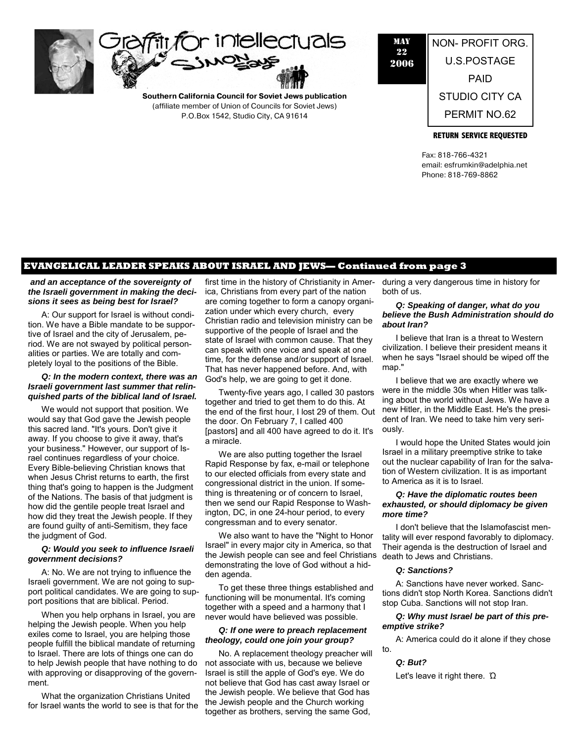Graffiti for intellectuals

Simon Says

**Southern California Council for Soviet Jews publication**
(affiliate member of Union of Councils for Soviet Jews)
P.O.Box 1542, Studio City, CA 91614

**MAY 22 2006**

NON- PROFIT ORG.
U.S.POSTAGE
PAID
STUDIO CITY CA
PERMIT NO.62

**RETURN SERVICE REQUESTED**

Fax: 818-766-4321
email: esfrumkin@adelphia.net
Phone: 818-769-8862

## EVANGELICAL LEADER SPEAKS ABOUT ISRAEL AND JEWS— Continued from page 3

***and an acceptance of the sovereignty of the Israeli government in making the decisions it sees as being best for Israel?***

A: Our support for Israel is without condition. We have a Bible mandate to be supportive of Israel and the city of Jerusalem, period. We are not swayed by political personalities or parties. We are totally and completely loyal to the positions of the Bible.

***Q: In the modern context, there was an Israeli government last summer that relinquished parts of the biblical land of Israel.***

We would not support that position. We would say that God gave the Jewish people this sacred land. "It's yours. Don't give it away. If you choose to give it away, that's your business." However, our support of Israel continues regardless of your choice. Every Bible-believing Christian knows that when Jesus Christ returns to earth, the first thing that's going to happen is the Judgment of the Nations. The basis of that judgment is how did the gentile people treat Israel and how did they treat the Jewish people. If they are found guilty of anti-Semitism, they face the judgment of God.

***Q: Would you seek to influence Israeli government decisions?***

A: No. We are not trying to influence the Israeli government. We are not going to support political candidates. We are going to support positions that are biblical. Period.

When you help orphans in Israel, you are helping the Jewish people. When you help exiles come to Israel, you are helping those people fulfill the biblical mandate of returning to Israel. There are lots of things one can do to help Jewish people that have nothing to do with approving or disapproving of the government.

What the organization Christians United for Israel wants the world to see is that for the first time in the history of Christianity in America, Christians from every part of the nation are coming together to form a canopy organization under which every church, every Christian radio and television ministry can be supportive of the people of Israel and the state of Israel with common cause. That they can speak with one voice and speak at one time, for the defense and/or support of Israel. That has never happened before. And, with God's help, we are going to get it done.

Twenty-five years ago, I called 30 pastors together and tried to get them to do this. At the end of the first hour, I lost 29 of them. Out the door. On February 7, I called 400 [pastors] and all 400 have agreed to do it. It's a miracle.

We are also putting together the Israel Rapid Response by fax, e-mail or telephone to our elected officials from every state and congressional district in the union. If something is threatening or of concern to Israel, then we send our Rapid Response to Washington, DC, in one 24-hour period, to every congressman and to every senator.

We also want to have the "Night to Honor Israel" in every major city in America, so that the Jewish people can see and feel Christians demonstrating the love of God without a hidden agenda.

To get these three things established and functioning will be monumental. It's coming together with a speed and a harmony that I never would have believed was possible.

***Q: If one were to preach replacement theology, could one join your group?***

No. A replacement theology preacher will not associate with us, because we believe Israel is still the apple of God's eye. We do not believe that God has cast away Israel or the Jewish people. We believe that God has the Jewish people and the Church working together as brothers, serving the same God, during a very dangerous time in history for both of us.

***Q: Speaking of danger, what do you believe the Bush Administration should do about Iran?***

I believe that Iran is a threat to Western civilization. I believe their president means it when he says "Israel should be wiped off the map."

I believe that we are exactly where we were in the middle 30s when Hitler was talking about the world without Jews. We have a new Hitler, in the Middle East. He's the president of Iran. We need to take him very seriously.

I would hope the United States would join Israel in a military preemptive strike to take out the nuclear capability of Iran for the salvation of Western civilization. It is as important to America as it is to Israel.

***Q: Have the diplomatic routes been exhausted, or should diplomacy be given more time?***

I don't believe that the Islamofascist mentality will ever respond favorably to diplomacy. Their agenda is the destruction of Israel and death to Jews and Christians.

***Q: Sanctions?***

A: Sanctions have never worked. Sanctions didn't stop North Korea. Sanctions didn't stop Cuba. Sanctions will not stop Iran.

***Q: Why must Israel be part of this preemptive strike?***

A: America could do it alone if they chose to.

***Q: But?***

Let's leave it right there. Ώ